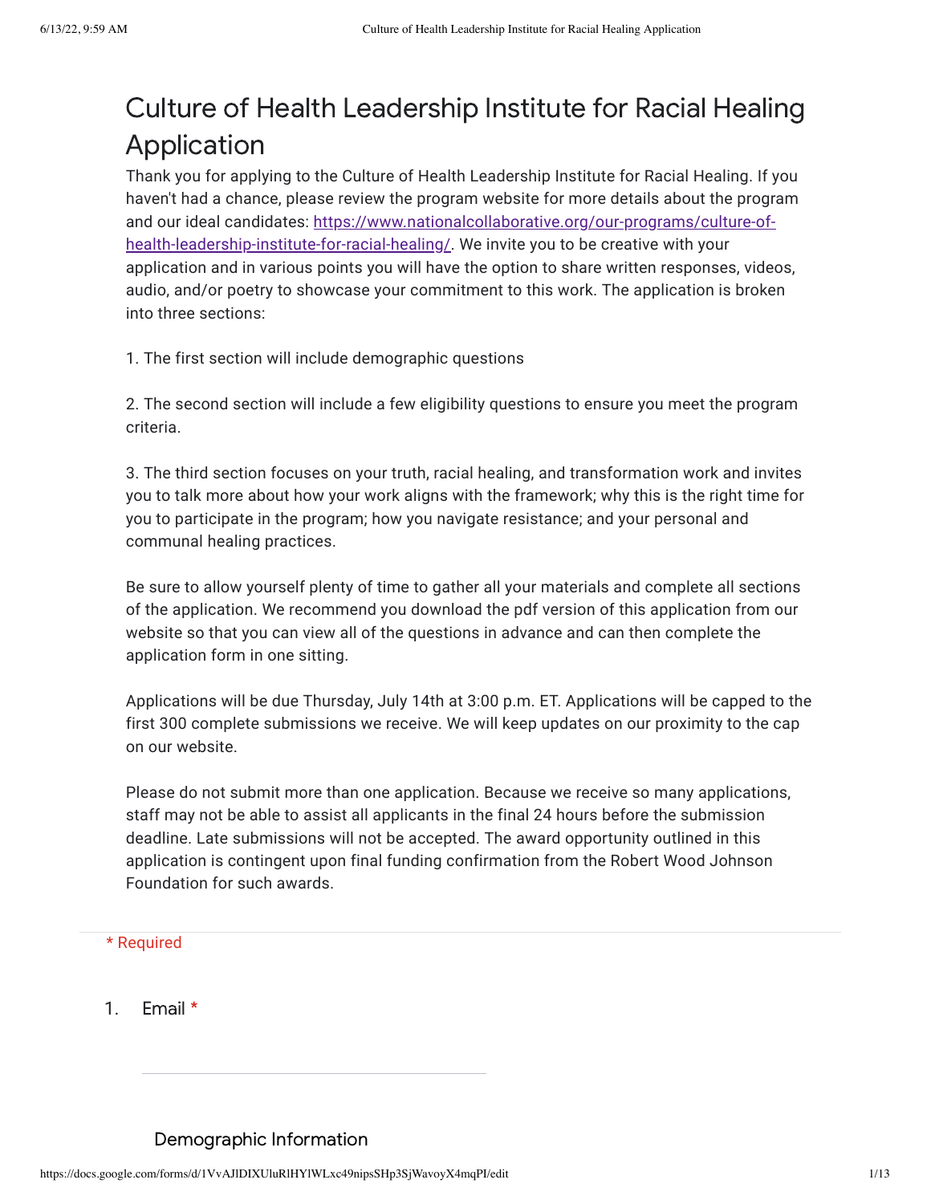# Culture of Health Leadership Institute for Racial Healing Application

Thank you for applying to the Culture of Health Leadership Institute for Racial Healing. If you haven't had a chance, please review the program website for more details about the program and our ideal candidates: [https://www.nationalcollaborative.org/our-programs/culture-of-health-leadership-institute-for-racial-healing/](https://www.nationalcollaborative.org/our-programs/culture-of-health-leadership-institute-for-racial-healing/). We invite you to be creative with your application and in various points you will have the option to share written responses, videos, audio, and/or poetry to showcase your commitment to this work. The application is broken into three sections:

1. The first section will include demographic questions

2. The second section will include a few eligibility questions to ensure you meet the program criteria.

3. The third section focuses on your truth, racial healing, and transformation work and invites you to talk more about how your work aligns with the framework; why this is the right time for you to participate in the program; how you navigate resistance; and your personal and communal healing practices.

Be sure to allow yourself plenty of time to gather all your materials and complete all sections of the application. We recommend you download the pdf version of this application from our website so that you can view all of the questions in advance and can then complete the application form in one sitting.

Applications will be due Thursday, July 14th at 3:00 p.m. ET. Applications will be capped to the first 300 complete submissions we receive. We will keep updates on our proximity to the cap on our website.

Please do not submit more than one application. Because we receive so many applications, staff may not be able to assist all applicants in the final 24 hours before the submission deadline. Late submissions will not be accepted. The award opportunity outlined in this application is contingent upon final funding confirmation from the Robert Wood Johnson Foundation for such awards.

\* Required

1. Email *

## Demographic Information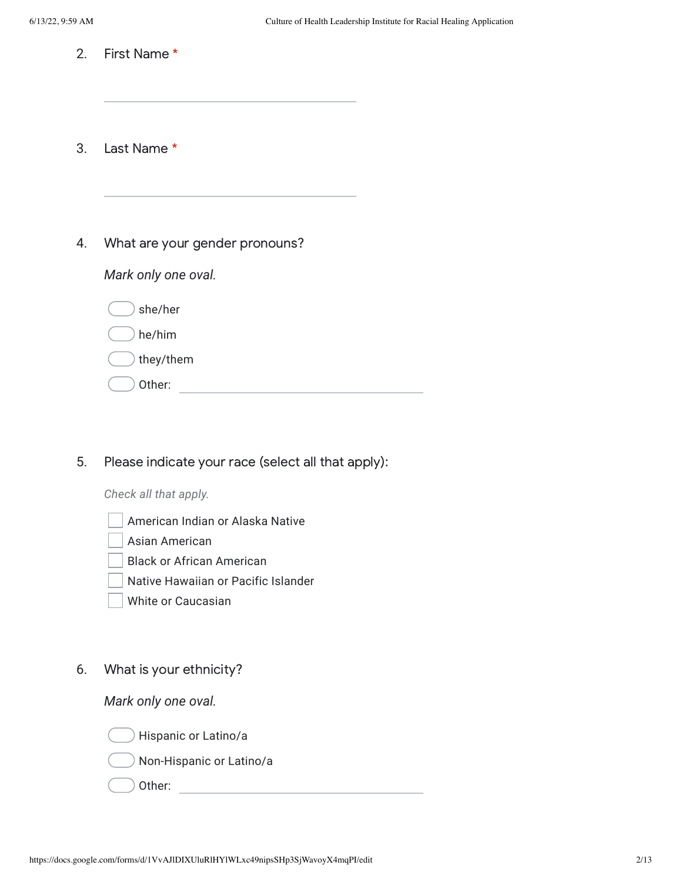2. First Name *

3. Last Name *

4. What are your gender pronouns?

   *Mark only one oval.*

   - she/her
   - he/him
   - they/them
   - Other: \_\_\_\_\_\_\_\_\_\_\_\_\_\_\_\_

5. Please indicate your race (select all that apply):

   *Check all that apply.*

   - [ ] American Indian or Alaska Native
   - [ ] Asian American
   - [ ] Black or African American
   - [ ] Native Hawaiian or Pacific Islander
   - [ ] White or Caucasian

6. What is your ethnicity?

   *Mark only one oval.*

   - Hispanic or Latino/a
   - Non-Hispanic or Latino/a
   - Other: \_\_\_\_\_\_\_\_\_\_\_\_\_\_\_\_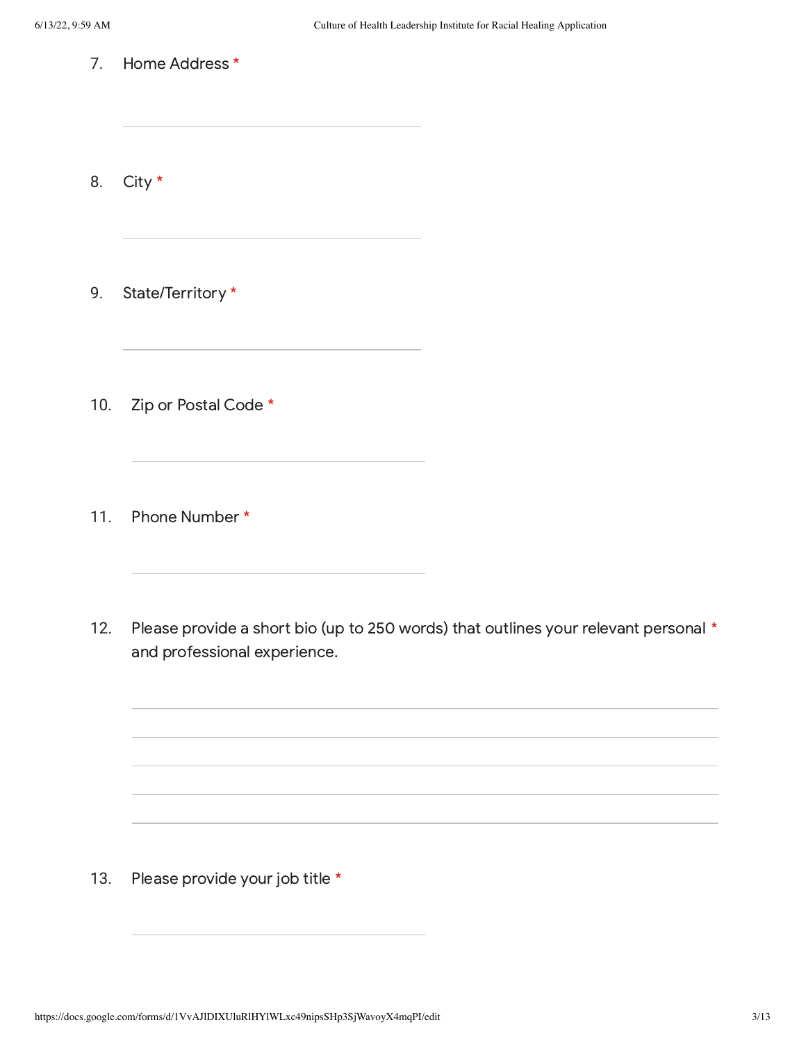7. Home Address *

8. City *

9. State/Territory *

10. Zip or Postal Code *

11. Phone Number *

12. Please provide a short bio (up to 250 words) that outlines your relevant personal and professional experience. *

13. Please provide your job title *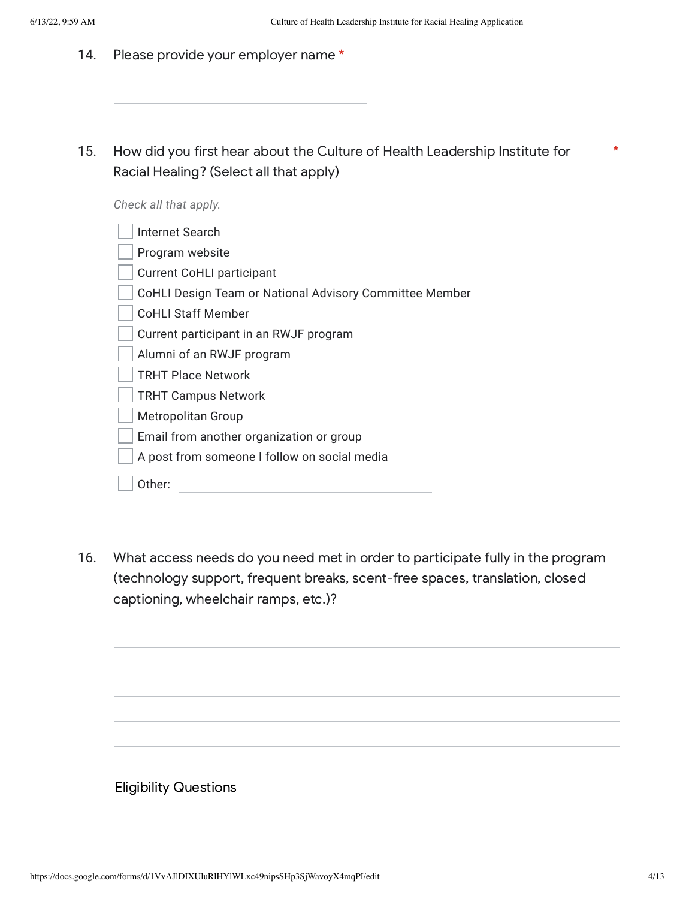14. Please provide your employer name *

\_\_\_\_\_\_\_\_\_\_\_\_\_\_\_\_\_\_\_\_\_\_\_\_\_\_\_\_\_\_\_\_

15. How did you first hear about the Culture of Health Leadership Institute for Racial Healing? (Select all that apply) *

*Check all that apply.*

- [ ] Internet Search
- [ ] Program website
- [ ] Current CoHLI participant
- [ ] CoHLI Design Team or National Advisory Committee Member
- [ ] CoHLI Staff Member
- [ ] Current participant in an RWJF program
- [ ] Alumni of an RWJF program
- [ ] TRHT Place Network
- [ ] TRHT Campus Network
- [ ] Metropolitan Group
- [ ] Email from another organization or group
- [ ] A post from someone I follow on social media
- [ ] Other: \_\_\_\_\_\_\_\_\_\_\_\_\_\_\_\_\_\_\_\_\_\_\_\_\_\_\_\_\_\_\_\_

16. What access needs do you need met in order to participate fully in the program (technology support, frequent breaks, scent-free spaces, translation, closed captioning, wheelchair ramps, etc.)?

\_\_\_\_\_\_\_\_\_\_\_\_\_\_\_\_\_\_\_\_\_\_\_\_\_\_\_\_\_\_\_\_\_\_\_\_\_\_\_\_\_\_\_\_\_\_\_\_\_\_\_\_\_\_\_\_\_\_\_\_\_\_\_\_

\_\_\_\_\_\_\_\_\_\_\_\_\_\_\_\_\_\_\_\_\_\_\_\_\_\_\_\_\_\_\_\_\_\_\_\_\_\_\_\_\_\_\_\_\_\_\_\_\_\_\_\_\_\_\_\_\_\_\_\_\_\_\_\_

\_\_\_\_\_\_\_\_\_\_\_\_\_\_\_\_\_\_\_\_\_\_\_\_\_\_\_\_\_\_\_\_\_\_\_\_\_\_\_\_\_\_\_\_\_\_\_\_\_\_\_\_\_\_\_\_\_\_\_\_\_\_\_\_

\_\_\_\_\_\_\_\_\_\_\_\_\_\_\_\_\_\_\_\_\_\_\_\_\_\_\_\_\_\_\_\_\_\_\_\_\_\_\_\_\_\_\_\_\_\_\_\_\_\_\_\_\_\_\_\_\_\_\_\_\_\_\_\_

\_\_\_\_\_\_\_\_\_\_\_\_\_\_\_\_\_\_\_\_\_\_\_\_\_\_\_\_\_\_\_\_\_\_\_\_\_\_\_\_\_\_\_\_\_\_\_\_\_\_\_\_\_\_\_\_\_\_\_\_\_\_\_\_

## Eligibility Questions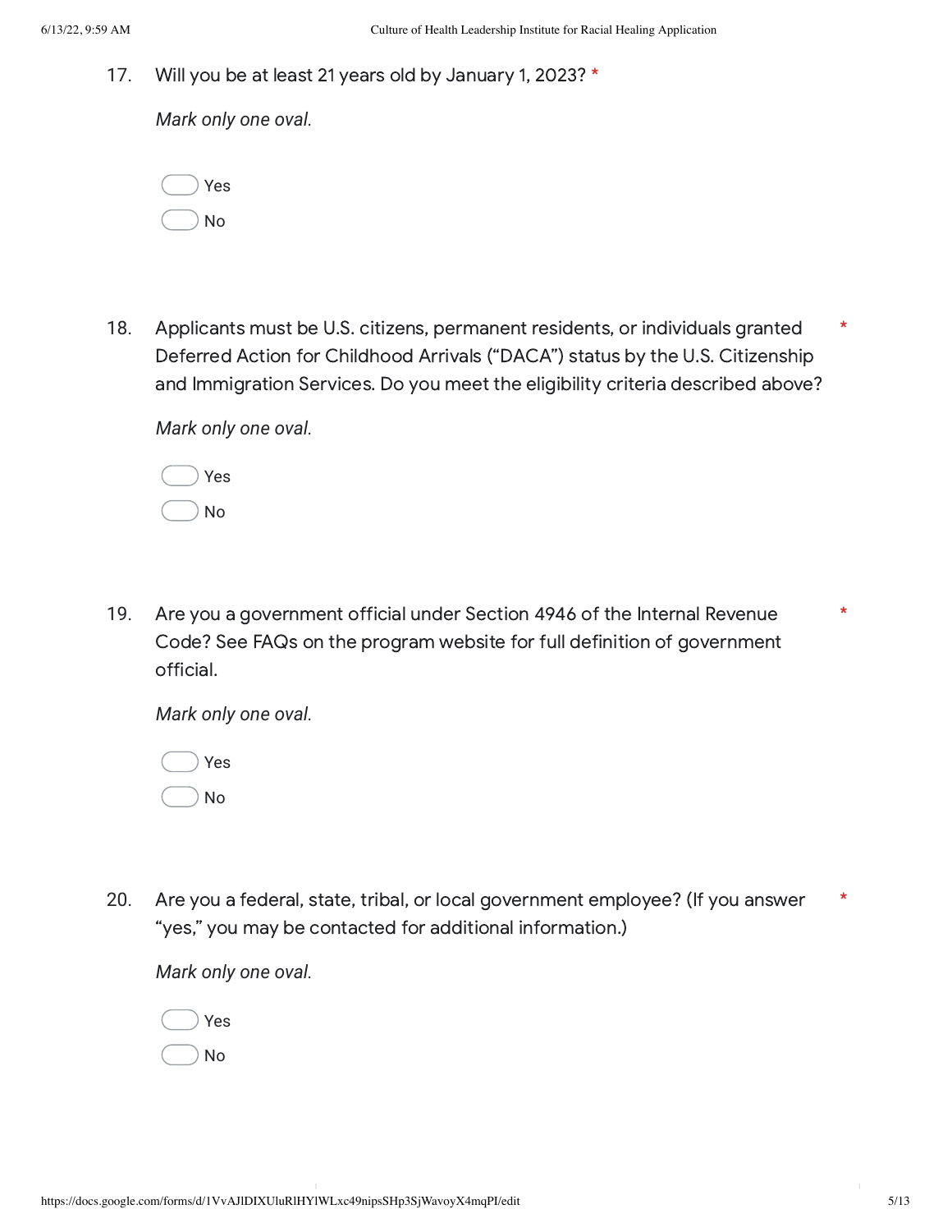17. Will you be at least 21 years old by January 1, 2023? *

    *Mark only one oval.*

    - Yes
    - No

18. Applicants must be U.S. citizens, permanent residents, or individuals granted Deferred Action for Childhood Arrivals ("DACA") status by the U.S. Citizenship and Immigration Services. Do you meet the eligibility criteria described above? *

    *Mark only one oval.*

    - Yes
    - No

19. Are you a government official under Section 4946 of the Internal Revenue Code? See FAQs on the program website for full definition of government official. *

    *Mark only one oval.*

    - Yes
    - No

20. Are you a federal, state, tribal, or local government employee? (If you answer "yes," you may be contacted for additional information.) *

    *Mark only one oval.*

    - Yes
    - No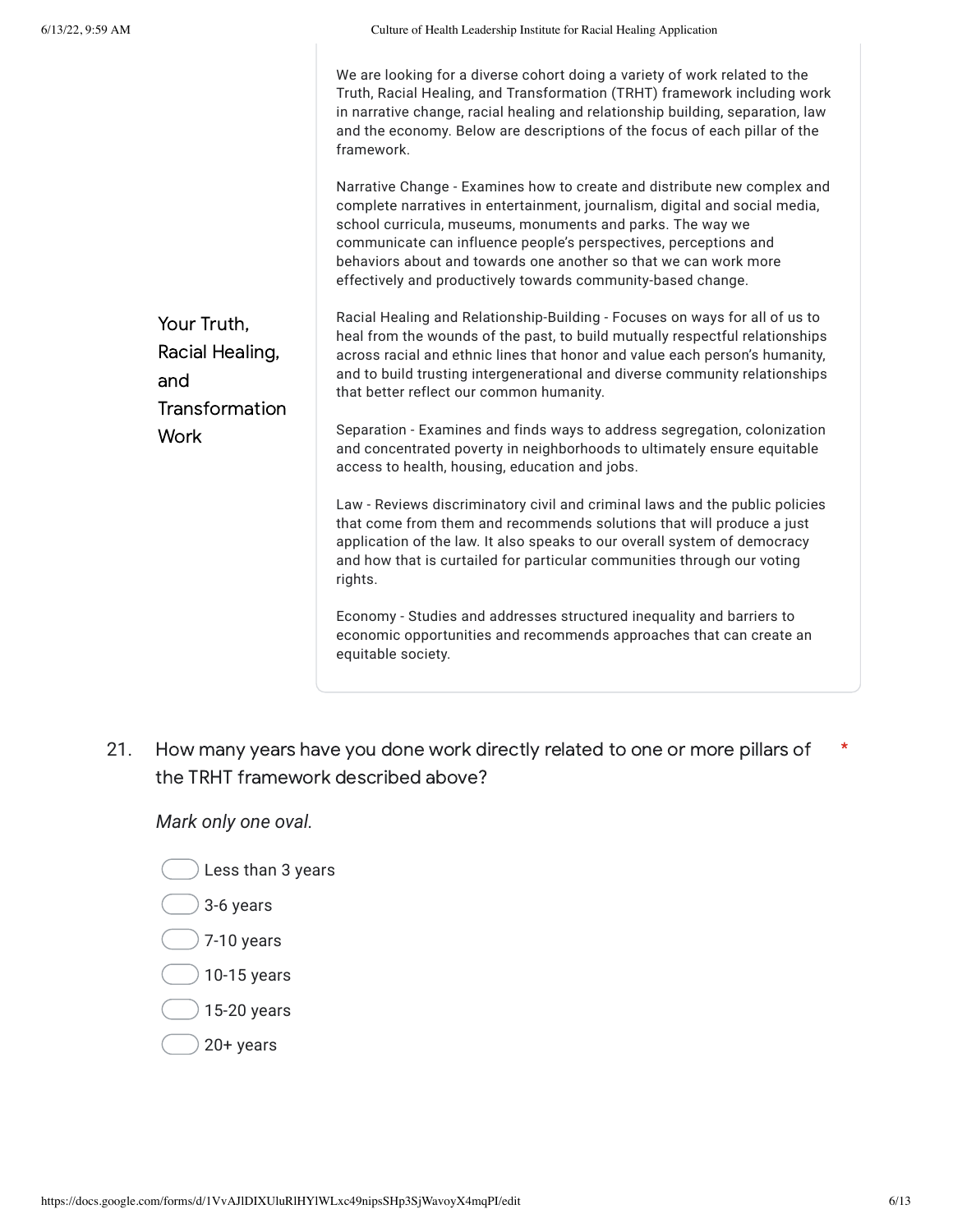## Your Truth, Racial Healing, and Transformation Work

We are looking for a diverse cohort doing a variety of work related to the Truth, Racial Healing, and Transformation (TRHT) framework including work in narrative change, racial healing and relationship building, separation, law and the economy. Below are descriptions of the focus of each pillar of the framework.

Narrative Change - Examines how to create and distribute new complex and complete narratives in entertainment, journalism, digital and social media, school curricula, museums, monuments and parks. The way we communicate can influence people's perspectives, perceptions and behaviors about and towards one another so that we can work more effectively and productively towards community-based change.

Racial Healing and Relationship-Building - Focuses on ways for all of us to heal from the wounds of the past, to build mutually respectful relationships across racial and ethnic lines that honor and value each person's humanity, and to build trusting intergenerational and diverse community relationships that better reflect our common humanity.

Separation - Examines and finds ways to address segregation, colonization and concentrated poverty in neighborhoods to ultimately ensure equitable access to health, housing, education and jobs.

Law - Reviews discriminatory civil and criminal laws and the public policies that come from them and recommends solutions that will produce a just application of the law. It also speaks to our overall system of democracy and how that is curtailed for particular communities through our voting rights.

Economy - Studies and addresses structured inequality and barriers to economic opportunities and recommends approaches that can create an equitable society.

21. How many years have you done work directly related to one or more pillars of the TRHT framework described above? *

*Mark only one oval.*

- Less than 3 years
- 3-6 years
- 7-10 years
- 10-15 years
- 15-20 years
- 20+ years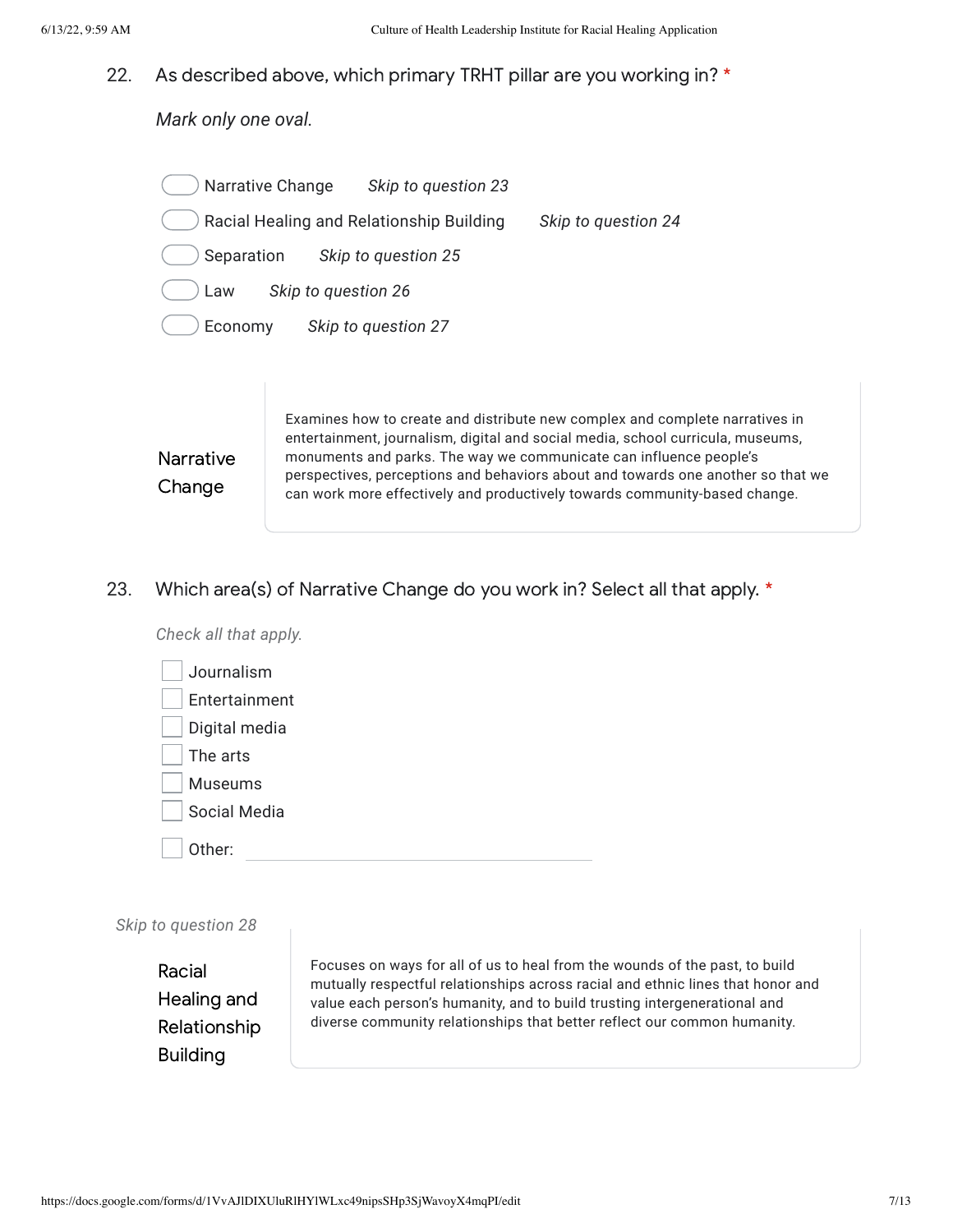22. As described above, which primary TRHT pillar are you working in? *

*Mark only one oval.*

- ( ) Narrative Change *Skip to question 23*
- ( ) Racial Healing and Relationship Building *Skip to question 24*
- ( ) Separation *Skip to question 25*
- ( ) Law *Skip to question 26*
- ( ) Economy *Skip to question 27*

## Narrative Change

Examines how to create and distribute new complex and complete narratives in entertainment, journalism, digital and social media, school curricula, museums, monuments and parks. The way we communicate can influence people's perspectives, perceptions and behaviors about and towards one another so that we can work more effectively and productively towards community-based change.

23. Which area(s) of Narrative Change do you work in? Select all that apply. *

*Check all that apply.*

- [ ] Journalism
- [ ] Entertainment
- [ ] Digital media
- [ ] The arts
- [ ] Museums
- [ ] Social Media
- [ ] Other: ____________________

*Skip to question 28*

## Racial Healing and Relationship Building

Focuses on ways for all of us to heal from the wounds of the past, to build mutually respectful relationships across racial and ethnic lines that honor and value each person's humanity, and to build trusting intergenerational and diverse community relationships that better reflect our common humanity.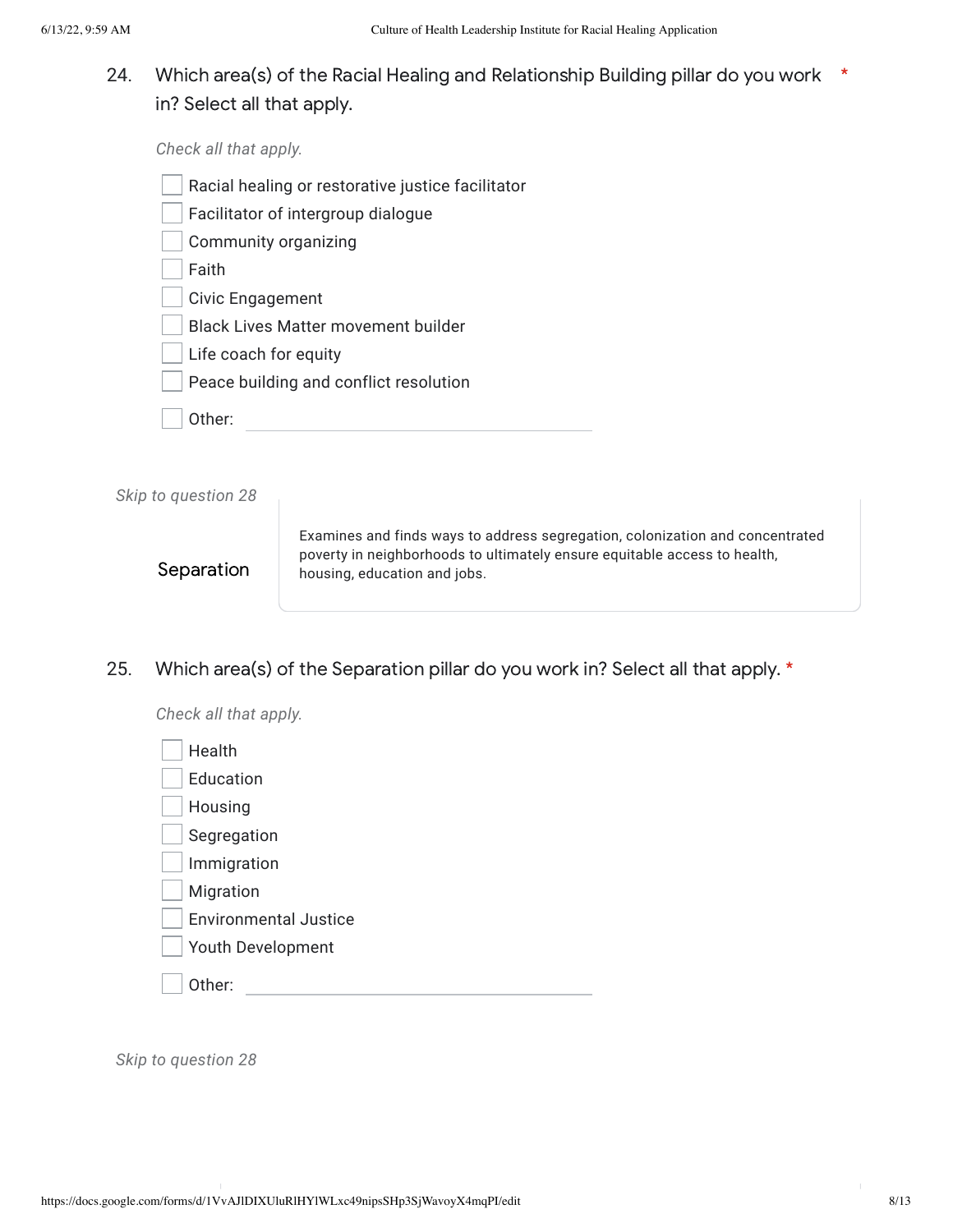24. Which area(s) of the Racial Healing and Relationship Building pillar do you work in? Select all that apply. *

*Check all that apply.*

- [ ] Racial healing or restorative justice facilitator
- [ ] Facilitator of intergroup dialogue
- [ ] Community organizing
- [ ] Faith
- [ ] Civic Engagement
- [ ] Black Lives Matter movement builder
- [ ] Life coach for equity
- [ ] Peace building and conflict resolution
- [ ] Other: ______________________

*Skip to question 28*

## Separation

Examines and finds ways to address segregation, colonization and concentrated poverty in neighborhoods to ultimately ensure equitable access to health, housing, education and jobs.

25. Which area(s) of the Separation pillar do you work in? Select all that apply. *

*Check all that apply.*

- [ ] Health
- [ ] Education
- [ ] Housing
- [ ] Segregation
- [ ] Immigration
- [ ] Migration
- [ ] Environmental Justice
- [ ] Youth Development
- [ ] Other: ______________________

*Skip to question 28*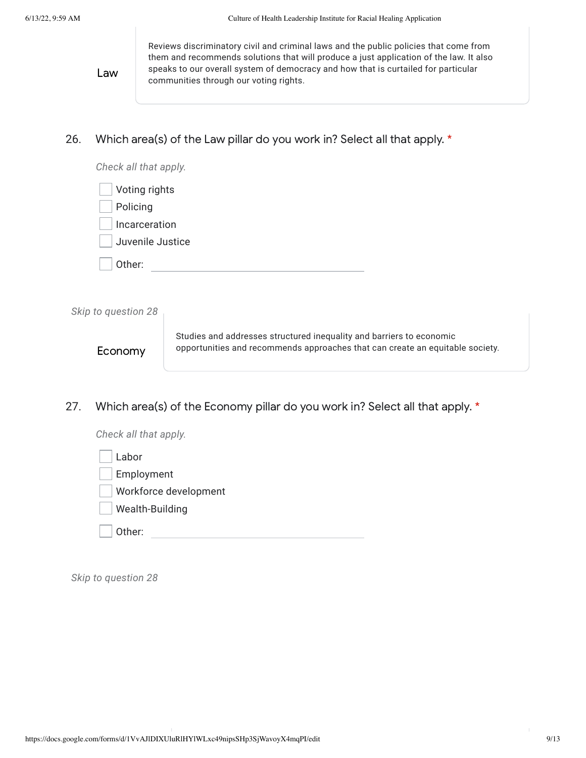**Law**

Reviews discriminatory civil and criminal laws and the public policies that come from them and recommends solutions that will produce a just application of the law. It also speaks to our overall system of democracy and how that is curtailed for particular communities through our voting rights.

26. Which area(s) of the Law pillar do you work in? Select all that apply. *

*Check all that apply.*

- [ ] Voting rights
- [ ] Policing
- [ ] Incarceration
- [ ] Juvenile Justice
- [ ] Other: ____________________

*Skip to question 28*

**Economy**

Studies and addresses structured inequality and barriers to economic opportunities and recommends approaches that can create an equitable society.

27. Which area(s) of the Economy pillar do you work in? Select all that apply. *

*Check all that apply.*

- [ ] Labor
- [ ] Employment
- [ ] Workforce development
- [ ] Wealth-Building
- [ ] Other: ____________________

*Skip to question 28*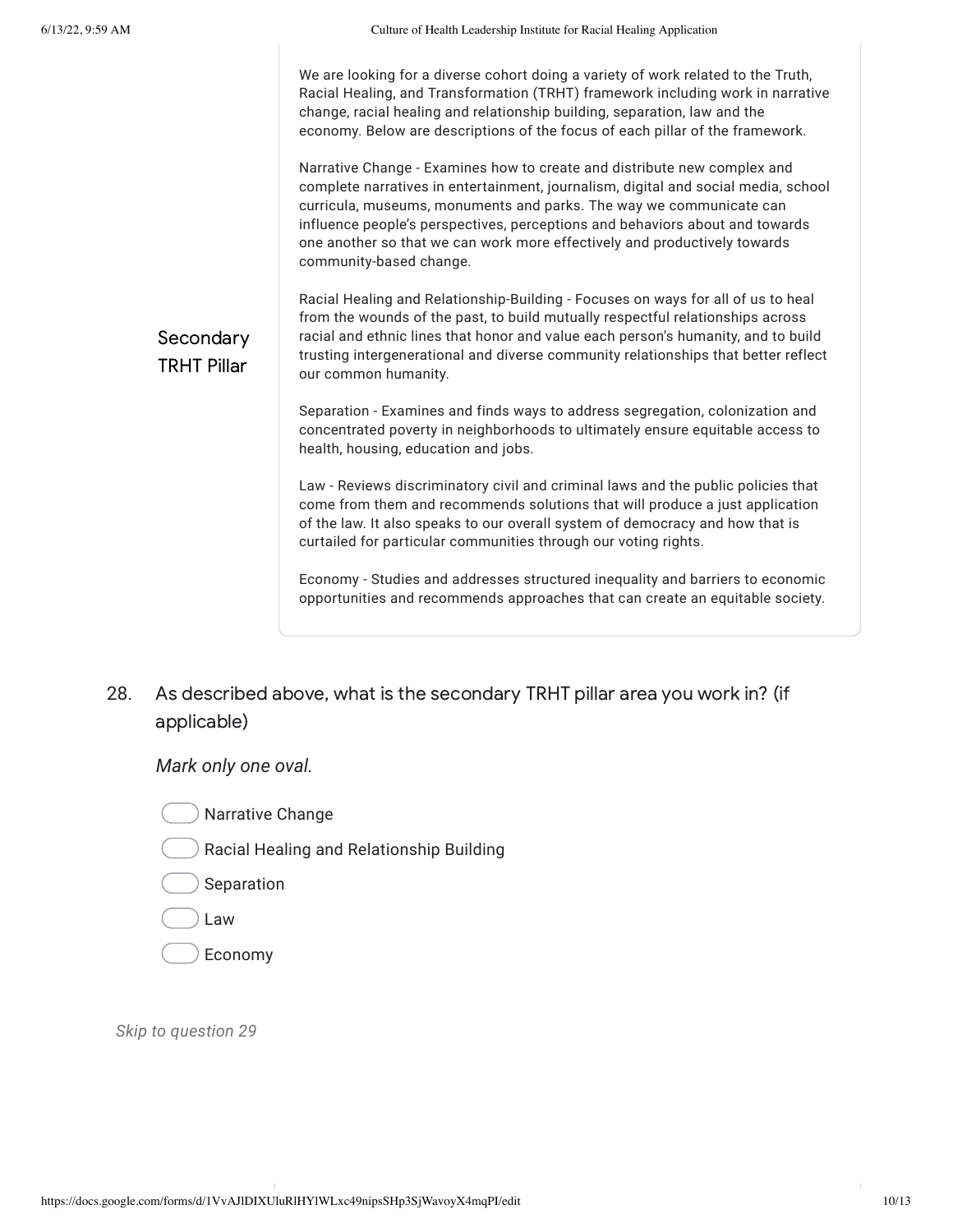## Secondary TRHT Pillar

We are looking for a diverse cohort doing a variety of work related to the Truth, Racial Healing, and Transformation (TRHT) framework including work in narrative change, racial healing and relationship building, separation, law and the economy. Below are descriptions of the focus of each pillar of the framework.

Narrative Change - Examines how to create and distribute new complex and complete narratives in entertainment, journalism, digital and social media, school curricula, museums, monuments and parks. The way we communicate can influence people's perspectives, perceptions and behaviors about and towards one another so that we can work more effectively and productively towards community-based change.

Racial Healing and Relationship-Building - Focuses on ways for all of us to heal from the wounds of the past, to build mutually respectful relationships across racial and ethnic lines that honor and value each person's humanity, and to build trusting intergenerational and diverse community relationships that better reflect our common humanity.

Separation - Examines and finds ways to address segregation, colonization and concentrated poverty in neighborhoods to ultimately ensure equitable access to health, housing, education and jobs.

Law - Reviews discriminatory civil and criminal laws and the public policies that come from them and recommends solutions that will produce a just application of the law. It also speaks to our overall system of democracy and how that is curtailed for particular communities through our voting rights.

Economy - Studies and addresses structured inequality and barriers to economic opportunities and recommends approaches that can create an equitable society.

28. As described above, what is the secondary TRHT pillar area you work in? (if applicable)

*Mark only one oval.*

- Narrative Change
- Racial Healing and Relationship Building
- Separation
- Law
- Economy

*Skip to question 29*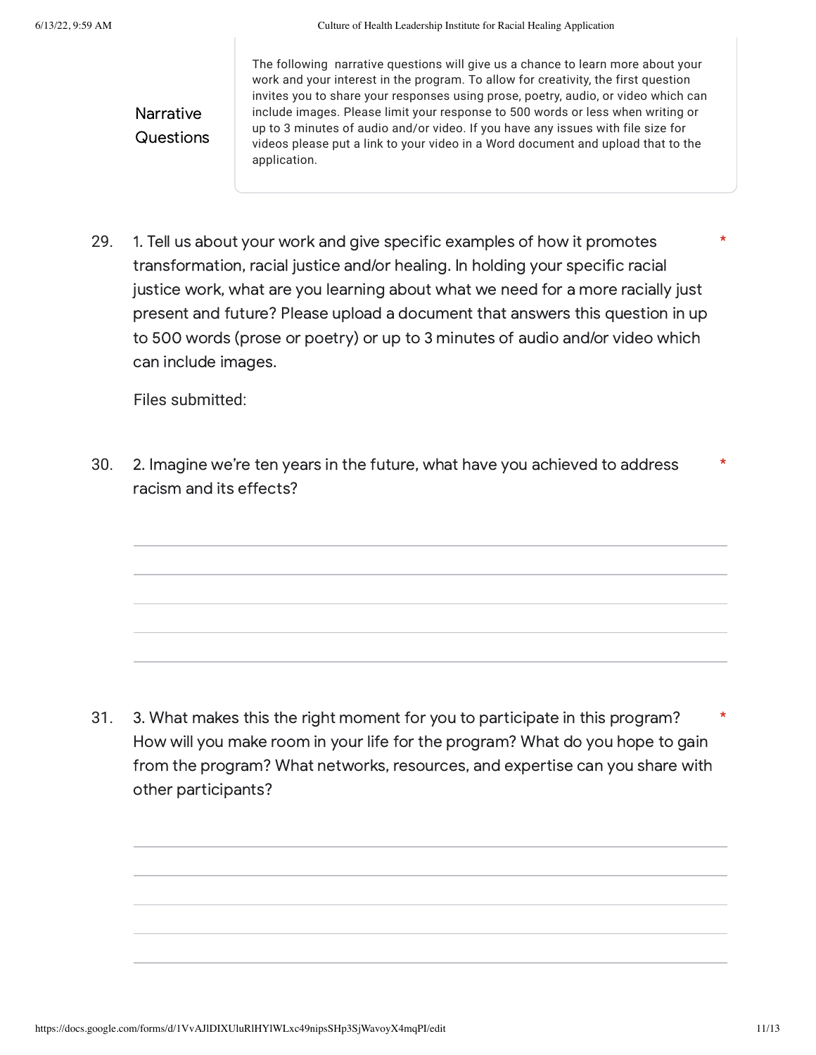## Narrative Questions

The following narrative questions will give us a chance to learn more about your work and your interest in the program. To allow for creativity, the first question invites you to share your responses using prose, poetry, audio, or video which can include images. Please limit your response to 500 words or less when writing or up to 3 minutes of audio and/or video. If you have any issues with file size for videos please put a link to your video in a Word document and upload that to the application.

29. 1. Tell us about your work and give specific examples of how it promotes transformation, racial justice and/or healing. In holding your specific racial justice work, what are you learning about what we need for a more racially just present and future? Please upload a document that answers this question in up to 500 words (prose or poetry) or up to 3 minutes of audio and/or video which can include images. *

    Files submitted:

30. 2. Imagine we're ten years in the future, what have you achieved to address racism and its effects? *

31. 3. What makes this the right moment for you to participate in this program? How will you make room in your life for the program? What do you hope to gain from the program? What networks, resources, and expertise can you share with other participants? *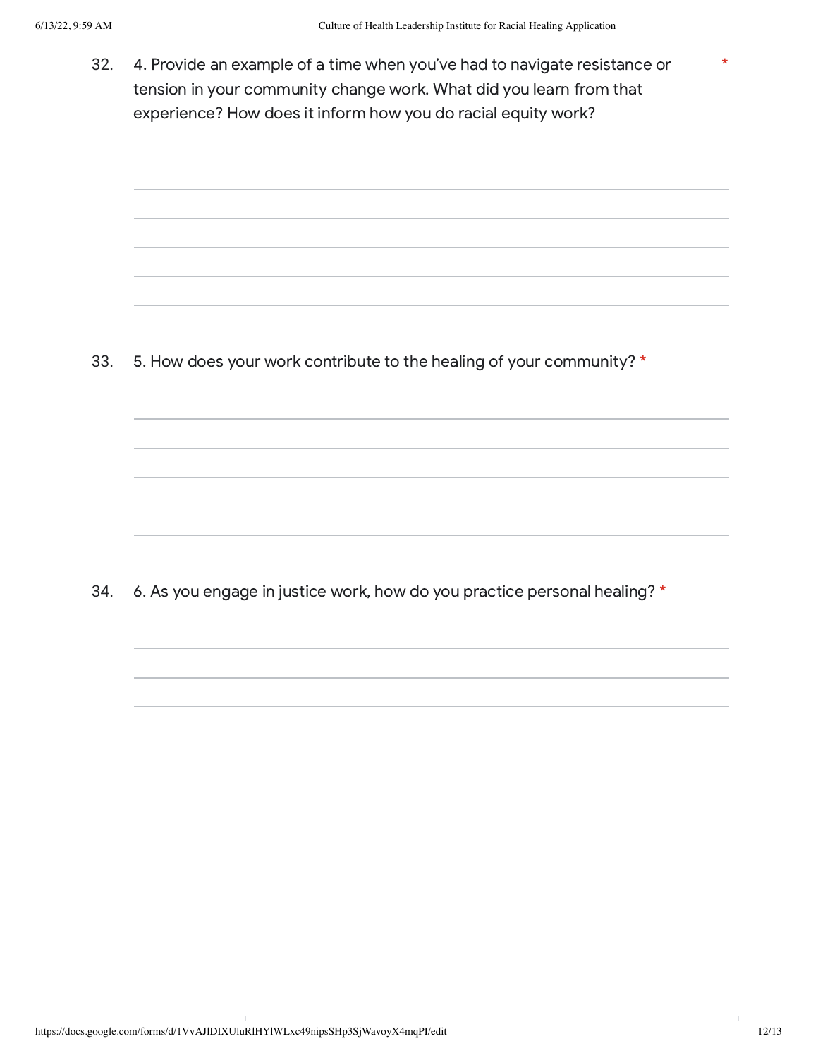32. 4. Provide an example of a time when you've had to navigate resistance or tension in your community change work. What did you learn from that experience? How does it inform how you do racial equity work? *

33. 5. How does your work contribute to the healing of your community? *

34. 6. As you engage in justice work, how do you practice personal healing? *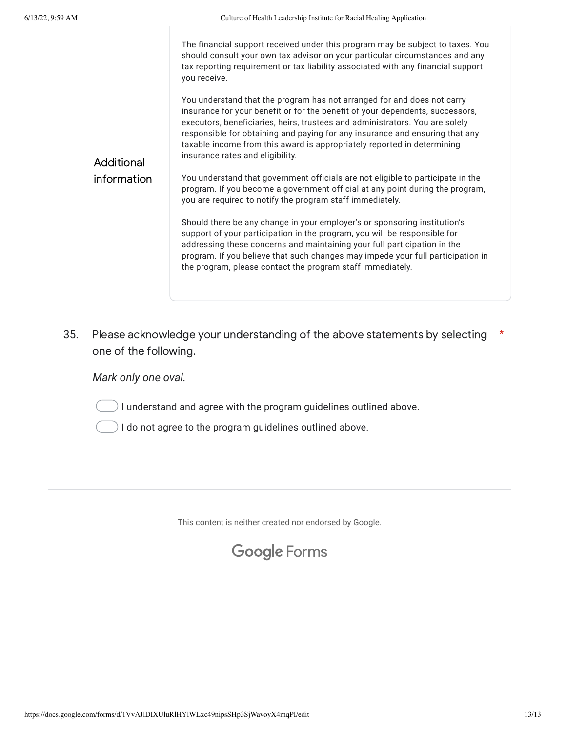**Additional information**

The financial support received under this program may be subject to taxes. You should consult your own tax advisor on your particular circumstances and any tax reporting requirement or tax liability associated with any financial support you receive.

You understand that the program has not arranged for and does not carry insurance for your benefit or for the benefit of your dependents, successors, executors, beneficiaries, heirs, trustees and administrators. You are solely responsible for obtaining and paying for any insurance and ensuring that any taxable income from this award is appropriately reported in determining insurance rates and eligibility.

You understand that government officials are not eligible to participate in the program. If you become a government official at any point during the program, you are required to notify the program staff immediately.

Should there be any change in your employer's or sponsoring institution's support of your participation in the program, you will be responsible for addressing these concerns and maintaining your full participation in the program. If you believe that such changes may impede your full participation in the program, please contact the program staff immediately.

35. Please acknowledge your understanding of the above statements by selecting one of the following. *

*Mark only one oval.*

- ◯ I understand and agree with the program guidelines outlined above.
- ◯ I do not agree to the program guidelines outlined above.

---

This content is neither created nor endorsed by Google.

Google Forms